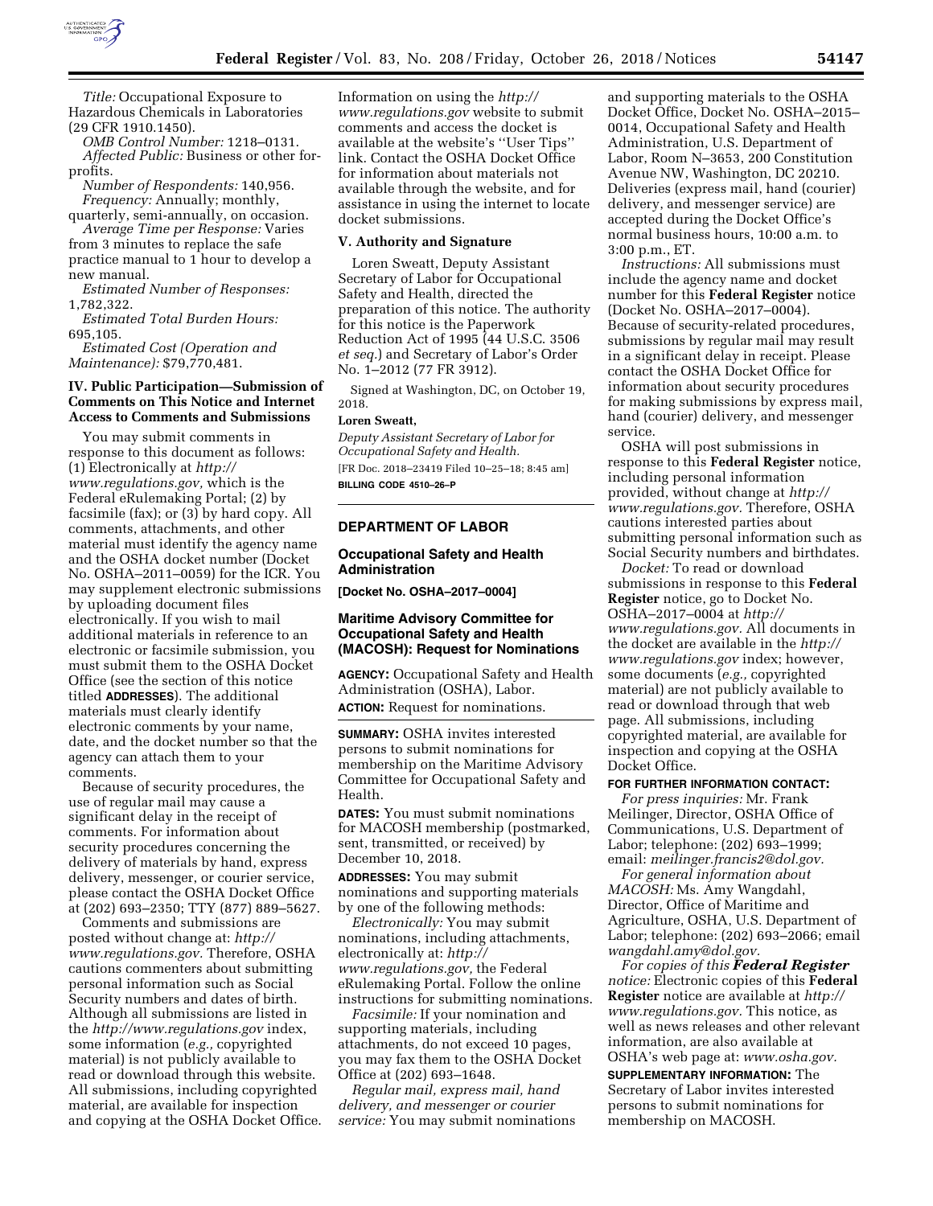*Title:* Occupational Exposure to Hazardous Chemicals in Laboratories (29 CFR 1910.1450).

*OMB Control Number:* 1218–0131.

*Affected Public:* Business or other for-profits.

*Number of Respondents:* 140,956.

*Frequency:* Annually; monthly, quarterly, semi-annually, on occasion.

*Average Time per Response:* Varies from 3 minutes to replace the safe practice manual to 1 hour to develop a new manual.

*Estimated Number of Responses:* 1,782,322.

*Estimated Total Burden Hours:* 695,105.

*Estimated Cost (Operation and Maintenance):* $79,770,481.

### IV. Public Participation—Submission of Comments on This Notice and Internet Access to Comments and Submissions

You may submit comments in response to this document as follows: (1) Electronically at *http://www.regulations.gov,* which is the Federal eRulemaking Portal; (2) by facsimile (fax); or (3) by hard copy. All comments, attachments, and other material must identify the agency name and the OSHA docket number (Docket No. OSHA–2011–0059) for the ICR. You may supplement electronic submissions by uploading document files electronically. If you wish to mail additional materials in reference to an electronic or facsimile submission, you must submit them to the OSHA Docket Office (see the section of this notice titled **ADDRESSES**). The additional materials must clearly identify electronic comments by your name, date, and the docket number so that the agency can attach them to your comments.

Because of security procedures, the use of regular mail may cause a significant delay in the receipt of comments. For information about security procedures concerning the delivery of materials by hand, express delivery, messenger, or courier service, please contact the OSHA Docket Office at (202) 693–2350; TTY (877) 889–5627.

Comments and submissions are posted without change at: *http://www.regulations.gov.* Therefore, OSHA cautions commenters about submitting personal information such as Social Security numbers and dates of birth. Although all submissions are listed in the *http://www.regulations.gov* index, some information (*e.g.,* copyrighted material) is not publicly available to read or download through this website. All submissions, including copyrighted material, are available for inspection and copying at the OSHA Docket Office. Information on using the *http://www.regulations.gov* website to submit comments and access the docket is available at the website's ''User Tips'' link. Contact the OSHA Docket Office for information about materials not available through the website, and for assistance in using the internet to locate docket submissions.

### V. Authority and Signature

Loren Sweatt, Deputy Assistant Secretary of Labor for Occupational Safety and Health, directed the preparation of this notice. The authority for this notice is the Paperwork Reduction Act of 1995 (44 U.S.C. 3506 *et seq.*) and Secretary of Labor's Order No. 1–2012 (77 FR 3912).

Signed at Washington, DC, on October 19, 2018.

**Loren Sweatt,**

*Deputy Assistant Secretary of Labor for Occupational Safety and Health.*

[FR Doc. 2018–23419 Filed 10–25–18; 8:45 am]

**BILLING CODE 4510–26–P**

---

## DEPARTMENT OF LABOR

### Occupational Safety and Health Administration

**[Docket No. OSHA–2017–0004]**

### Maritime Advisory Committee for Occupational Safety and Health (MACOSH): Request for Nominations

**AGENCY:** Occupational Safety and Health Administration (OSHA), Labor.

**ACTION:** Request for nominations.

**SUMMARY:** OSHA invites interested persons to submit nominations for membership on the Maritime Advisory Committee for Occupational Safety and Health.

**DATES:** You must submit nominations for MACOSH membership (postmarked, sent, transmitted, or received) by December 10, 2018.

**ADDRESSES:** You may submit nominations and supporting materials by one of the following methods:

*Electronically:* You may submit nominations, including attachments, electronically at: *http://www.regulations.gov,* the Federal eRulemaking Portal. Follow the online instructions for submitting nominations.

*Facsimile:* If your nomination and supporting materials, including attachments, do not exceed 10 pages, you may fax them to the OSHA Docket Office at (202) 693–1648.

*Regular mail, express mail, hand delivery, and messenger or courier service:* You may submit nominations and supporting materials to the OSHA Docket Office, Docket No. OSHA–2015–0014, Occupational Safety and Health Administration, U.S. Department of Labor, Room N–3653, 200 Constitution Avenue NW, Washington, DC 20210. Deliveries (express mail, hand (courier) delivery, and messenger service) are accepted during the Docket Office's normal business hours, 10:00 a.m. to 3:00 p.m., ET.

*Instructions:* All submissions must include the agency name and docket number for this **Federal Register** notice (Docket No. OSHA–2017–0004). Because of security-related procedures, submissions by regular mail may result in a significant delay in receipt. Please contact the OSHA Docket Office for information about security procedures for making submissions by express mail, hand (courier) delivery, and messenger service.

OSHA will post submissions in response to this **Federal Register** notice, including personal information provided, without change at *http://www.regulations.gov.* Therefore, OSHA cautions interested parties about submitting personal information such as Social Security numbers and birthdates.

*Docket:* To read or download submissions in response to this **Federal Register** notice, go to Docket No. OSHA–2017–0004 at *http://www.regulations.gov.* All documents in the docket are available in the *http://www.regulations.gov* index; however, some documents (*e.g.,* copyrighted material) are not publicly available to read or download through that web page. All submissions, including copyrighted material, are available for inspection and copying at the OSHA Docket Office.

**FOR FURTHER INFORMATION CONTACT:**

*For press inquiries:* Mr. Frank Meilinger, Director, OSHA Office of Communications, U.S. Department of Labor; telephone: (202) 693–1999; email: *meilinger.francis2@dol.gov.*

*For general information about MACOSH:* Ms. Amy Wangdahl, Director, Office of Maritime and Agriculture, OSHA, U.S. Department of Labor; telephone: (202) 693–2066; email *wangdahl.amy@dol.gov.*

*For copies of this **Federal Register** notice:* Electronic copies of this **Federal Register** notice are available at *http://www.regulations.gov.* This notice, as well as news releases and other relevant information, are also available at OSHA's web page at: *www.osha.gov.*

**SUPPLEMENTARY INFORMATION:** The Secretary of Labor invites interested persons to submit nominations for membership on MACOSH.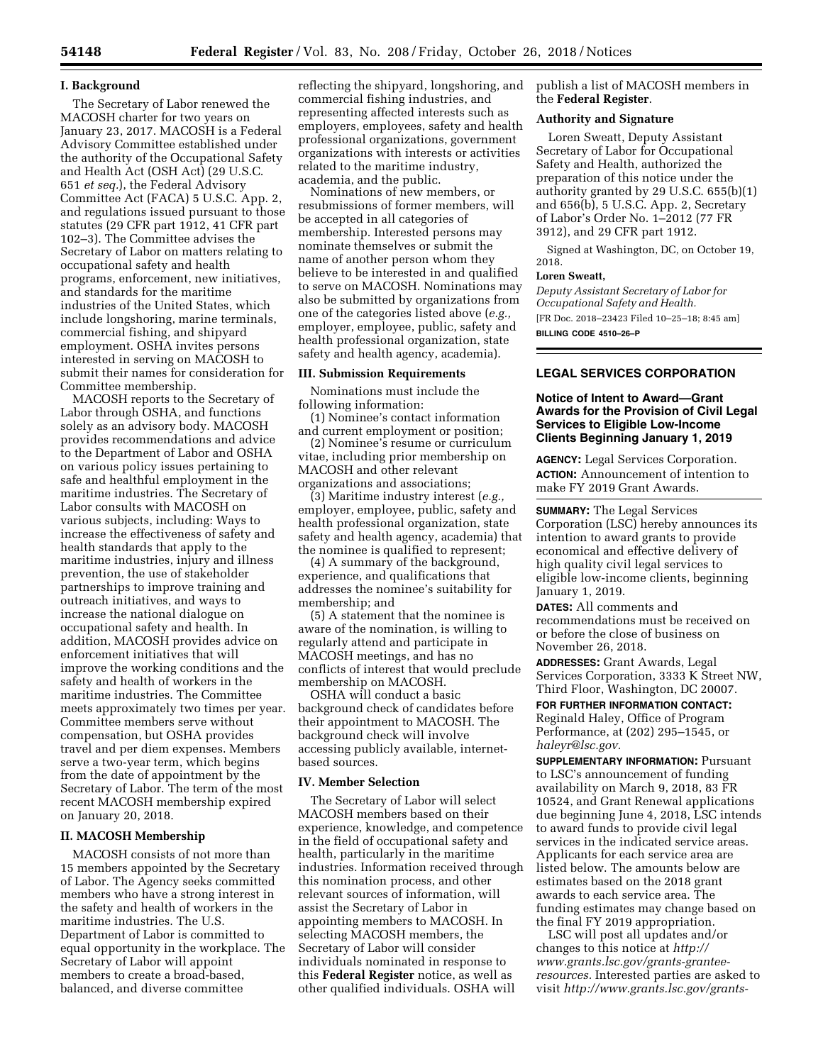## I. Background

The Secretary of Labor renewed the MACOSH charter for two years on January 23, 2017. MACOSH is a Federal Advisory Committee established under the authority of the Occupational Safety and Health Act (OSH Act) (29 U.S.C. 651 *et seq.*), the Federal Advisory Committee Act (FACA) 5 U.S.C. App. 2, and regulations issued pursuant to those statutes (29 CFR part 1912, 41 CFR part 102–3). The Committee advises the Secretary of Labor on matters relating to occupational safety and health programs, enforcement, new initiatives, and standards for the maritime industries of the United States, which include longshoring, marine terminals, commercial fishing, and shipyard employment. OSHA invites persons interested in serving on MACOSH to submit their names for consideration for Committee membership.

MACOSH reports to the Secretary of Labor through OSHA, and functions solely as an advisory body. MACOSH provides recommendations and advice to the Department of Labor and OSHA on various policy issues pertaining to safe and healthful employment in the maritime industries. The Secretary of Labor consults with MACOSH on various subjects, including: Ways to increase the effectiveness of safety and health standards that apply to the maritime industries, injury and illness prevention, the use of stakeholder partnerships to improve training and outreach initiatives, and ways to increase the national dialogue on occupational safety and health. In addition, MACOSH provides advice on enforcement initiatives that will improve the working conditions and the safety and health of workers in the maritime industries. The Committee meets approximately two times per year. Committee members serve without compensation, but OSHA provides travel and per diem expenses. Members serve a two-year term, which begins from the date of appointment by the Secretary of Labor. The term of the most recent MACOSH membership expired on January 20, 2018.

## II. MACOSH Membership

MACOSH consists of not more than 15 members appointed by the Secretary of Labor. The Agency seeks committed members who have a strong interest in the safety and health of workers in the maritime industries. The U.S. Department of Labor is committed to equal opportunity in the workplace. The Secretary of Labor will appoint members to create a broad-based, balanced, and diverse committee reflecting the shipyard, longshoring, and commercial fishing industries, and representing affected interests such as employers, employees, safety and health professional organizations, government organizations with interests or activities related to the maritime industry, academia, and the public.

Nominations of new members, or resubmissions of former members, will be accepted in all categories of membership. Interested persons may nominate themselves or submit the name of another person whom they believe to be interested in and qualified to serve on MACOSH. Nominations may also be submitted by organizations from one of the categories listed above (*e.g.,* employer, employee, public, safety and health professional organization, state safety and health agency, academia).

## III. Submission Requirements

Nominations must include the following information:

(1) Nominee's contact information and current employment or position;

(2) Nominee's resume or curriculum vitae, including prior membership on MACOSH and other relevant organizations and associations;

(3) Maritime industry interest (*e.g.,* employer, employee, public, safety and health professional organization, state safety and health agency, academia) that the nominee is qualified to represent;

(4) A summary of the background, experience, and qualifications that addresses the nominee's suitability for membership; and

(5) A statement that the nominee is aware of the nomination, is willing to regularly attend and participate in MACOSH meetings, and has no conflicts of interest that would preclude membership on MACOSH.

OSHA will conduct a basic background check of candidates before their appointment to MACOSH. The background check will involve accessing publicly available, internet-based sources.

## IV. Member Selection

The Secretary of Labor will select MACOSH members based on their experience, knowledge, and competence in the field of occupational safety and health, particularly in the maritime industries. Information received through this nomination process, and other relevant sources of information, will assist the Secretary of Labor in appointing members to MACOSH. In selecting MACOSH members, the Secretary of Labor will consider individuals nominated in response to this **Federal Register** notice, as well as other qualified individuals. OSHA will publish a list of MACOSH members in the **Federal Register**.

### Authority and Signature

Loren Sweatt, Deputy Assistant Secretary of Labor for Occupational Safety and Health, authorized the preparation of this notice under the authority granted by 29 U.S.C. 655(b)(1) and 656(b), 5 U.S.C. App. 2, Secretary of Labor's Order No. 1–2012 (77 FR 3912), and 29 CFR part 1912.

Signed at Washington, DC, on October 19, 2018.

**Loren Sweatt,**

*Deputy Assistant Secretary of Labor for Occupational Safety and Health.*

[FR Doc. 2018–23423 Filed 10–25–18; 8:45 am]

**BILLING CODE 4510–26–P**

---

# LEGAL SERVICES CORPORATION

## Notice of Intent to Award—Grant Awards for the Provision of Civil Legal Services to Eligible Low-Income Clients Beginning January 1, 2019

**AGENCY:** Legal Services Corporation.

**ACTION:** Announcement of intention to make FY 2019 Grant Awards.

**SUMMARY:** The Legal Services Corporation (LSC) hereby announces its intention to award grants to provide economical and effective delivery of high quality civil legal services to eligible low-income clients, beginning January 1, 2019.

**DATES:** All comments and recommendations must be received on or before the close of business on November 26, 2018.

**ADDRESSES:** Grant Awards, Legal Services Corporation, 3333 K Street NW, Third Floor, Washington, DC 20007.

**FOR FURTHER INFORMATION CONTACT:** Reginald Haley, Office of Program Performance, at (202) 295–1545, or *haleyr@lsc.gov*.

**SUPPLEMENTARY INFORMATION:** Pursuant to LSC's announcement of funding availability on March 9, 2018, 83 FR 10524, and Grant Renewal applications due beginning June 4, 2018, LSC intends to award funds to provide civil legal services in the indicated service areas. Applicants for each service area are listed below. The amounts below are estimates based on the 2018 grant awards to each service area. The funding estimates may change based on the final FY 2019 appropriation.

LSC will post all updates and/or changes to this notice at *http://www.grants.lsc.gov/grants-grantee-resources.* Interested parties are asked to visit *http://www.grants.lsc.gov/grants-*